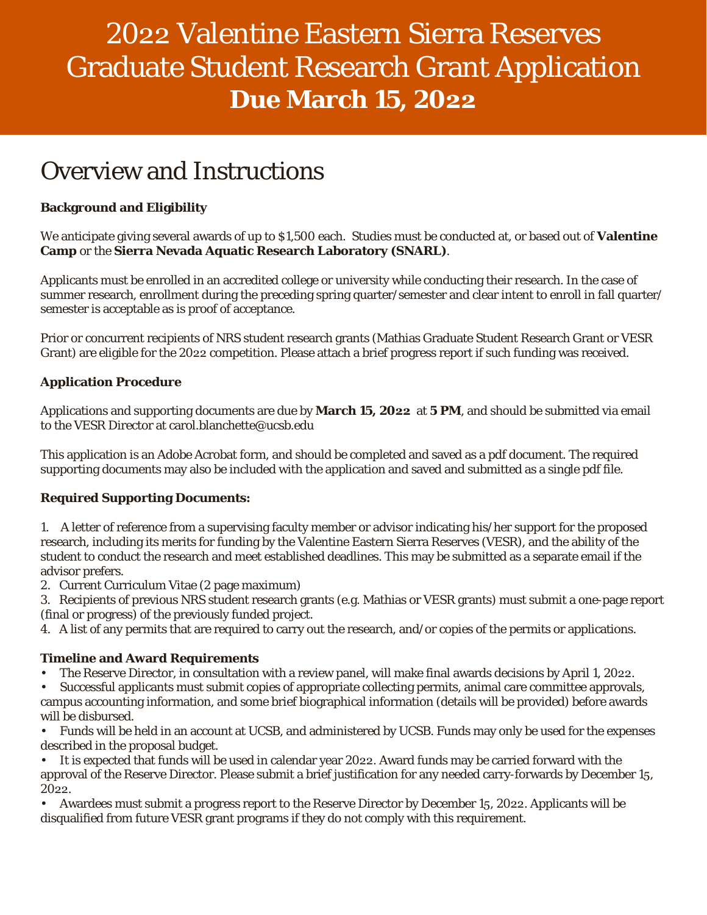# 2022 Valentine Eastern Sierra Reserves Graduate Student Research Grant Application

**Due March 15, 2022**

## Overview and Instructions

**Background and Eligibility**

We anticipate giving several awards of up to $1,500 each. Studies must be conducted at, or based out of **Valentine Camp** or the **Sierra Nevada Aquatic Research Laboratory (SNARL)**.

Applicants must be enrolled in an accredited college or university while conducting their research. In the case of summer research, enrollment during the preceding spring quarter/semester and clear intent to enroll in fall quarter/semester is acceptable as is proof of acceptance.

Prior or concurrent recipients of NRS student research grants (Mathias Graduate Student Research Grant or VESR Grant) are eligible for the 2022 competition. Please attach a brief progress report if such funding was received.

**Application Procedure**

Applications and supporting documents are due by **March 15, 2022** at **5 PM**, and should be submitted via email to the VESR Director at carol.blanchette@ucsb.edu

This application is an Adobe Acrobat form, and should be completed and saved as a pdf document. The required supporting documents may also be included with the application and saved and submitted as a single pdf file.

**Required Supporting Documents:**

1. A letter of reference from a supervising faculty member or advisor indicating his/her support for the proposed research, including its merits for funding by the Valentine Eastern Sierra Reserves (VESR), and the ability of the student to conduct the research and meet established deadlines. This may be submitted as a separate email if the advisor prefers.
2. Current Curriculum Vitae (2 page maximum)
3. Recipients of previous NRS student research grants (e.g. Mathias or VESR grants) must submit a one-page report (final or progress) of the previously funded project.
4. A list of any permits that are required to carry out the research, and/or copies of the permits or applications.

**Timeline and Award Requirements**

- The Reserve Director, in consultation with a review panel, will make final awards decisions by April 1, 2022.
- Successful applicants must submit copies of appropriate collecting permits, animal care committee approvals, campus accounting information, and some brief biographical information (details will be provided) before awards will be disbursed.
- Funds will be held in an account at UCSB, and administered by UCSB. Funds may only be used for the expenses described in the proposal budget.
- It is expected that funds will be used in calendar year 2022. Award funds may be carried forward with the approval of the Reserve Director. Please submit a brief justification for any needed carry-forwards by December 15, 2022.
- Awardees must submit a progress report to the Reserve Director by December 15, 2022. Applicants will be disqualified from future VESR grant programs if they do not comply with this requirement.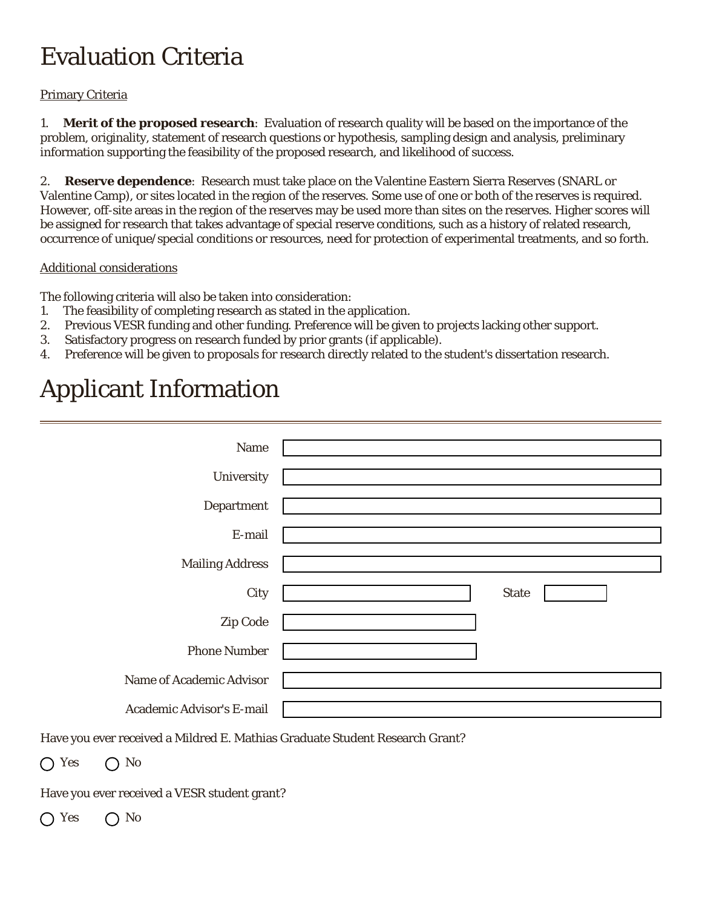# Evaluation Criteria

Primary Criteria

1. **Merit of the proposed research**: Evaluation of research quality will be based on the importance of the problem, originality, statement of research questions or hypothesis, sampling design and analysis, preliminary information supporting the feasibility of the proposed research, and likelihood of success.

2. **Reserve dependence**: Research must take place on the Valentine Eastern Sierra Reserves (SNARL or Valentine Camp), or sites located in the region of the reserves. Some use of one or both of the reserves is required. However, off-site areas in the region of the reserves may be used more than sites on the reserves. Higher scores will be assigned for research that takes advantage of special reserve conditions, such as a history of related research, occurrence of unique/special conditions or resources, need for protection of experimental treatments, and so forth.

Additional considerations

The following criteria will also be taken into consideration:
1. The feasibility of completing research as stated in the application.
2. Previous VESR funding and other funding. Preference will be given to projects lacking other support.
3. Satisfactory progress on research funded by prior grants (if applicable).
4. Preference will be given to proposals for research directly related to the student's dissertation research.

# Applicant Information

Name

University

Department

E-mail

Mailing Address

City  State

Zip Code

Phone Number

Name of Academic Advisor

Academic Advisor's E-mail

Have you ever received a Mildred E. Mathias Graduate Student Research Grant?

◯ Yes ◯ No

Have you ever received a VESR student grant?

◯ Yes ◯ No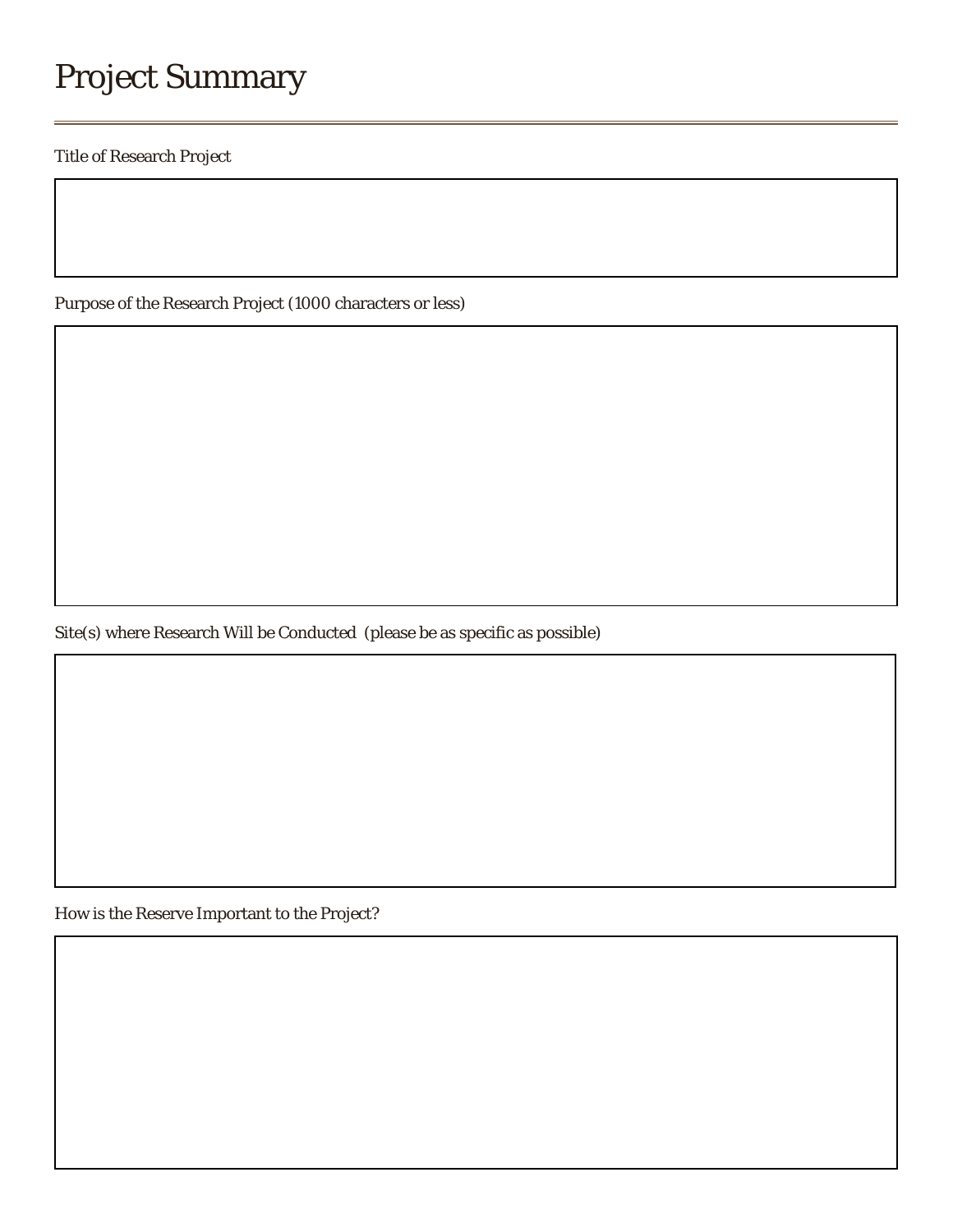# Project Summary

Title of Research Project

Purpose of the Research Project (1000 characters or less)

Site(s) where Research Will be Conducted  (please be as specific as possible)

How is the Reserve Important to the Project?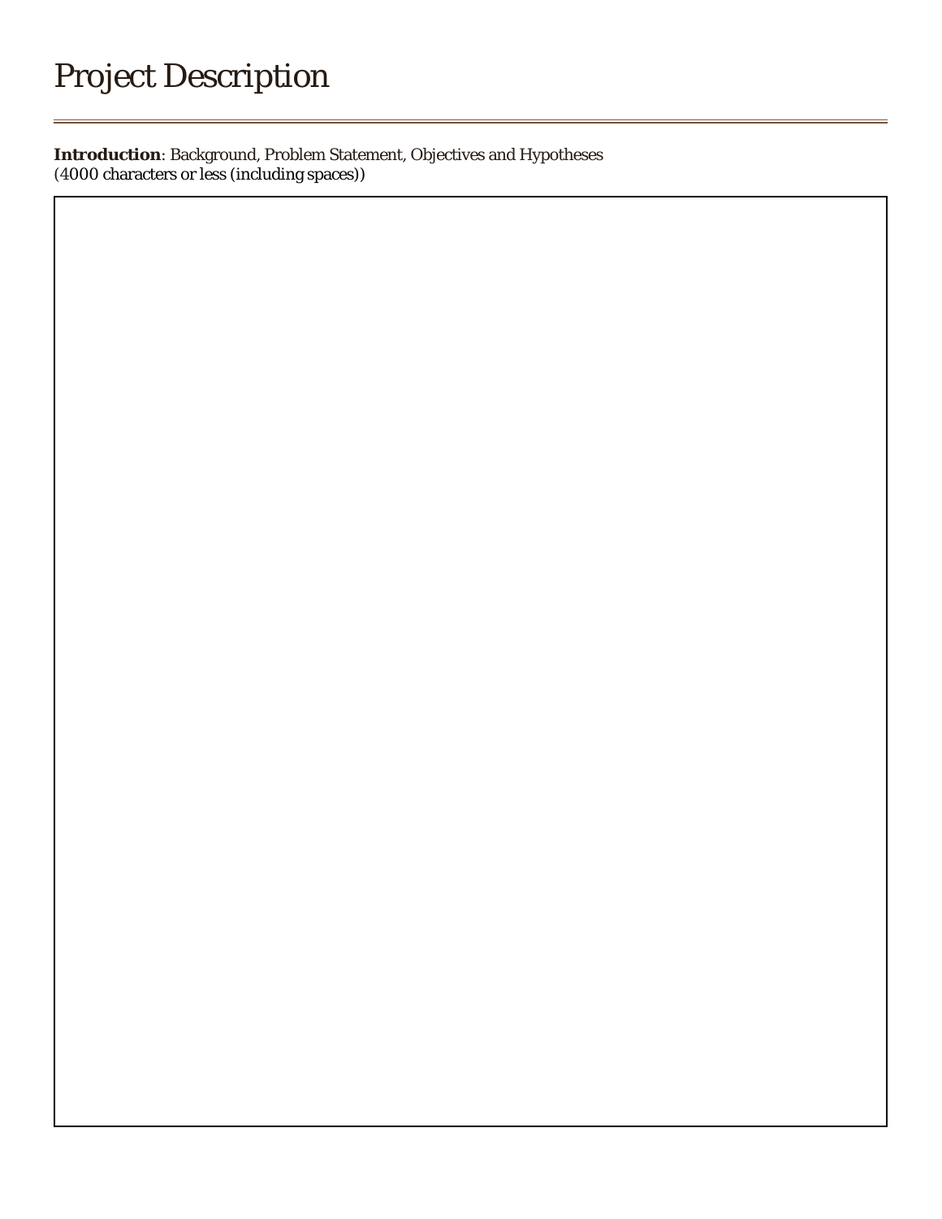# Project Description

**Introduction**: Background, Problem Statement, Objectives and Hypotheses
(4000 characters or less (including spaces))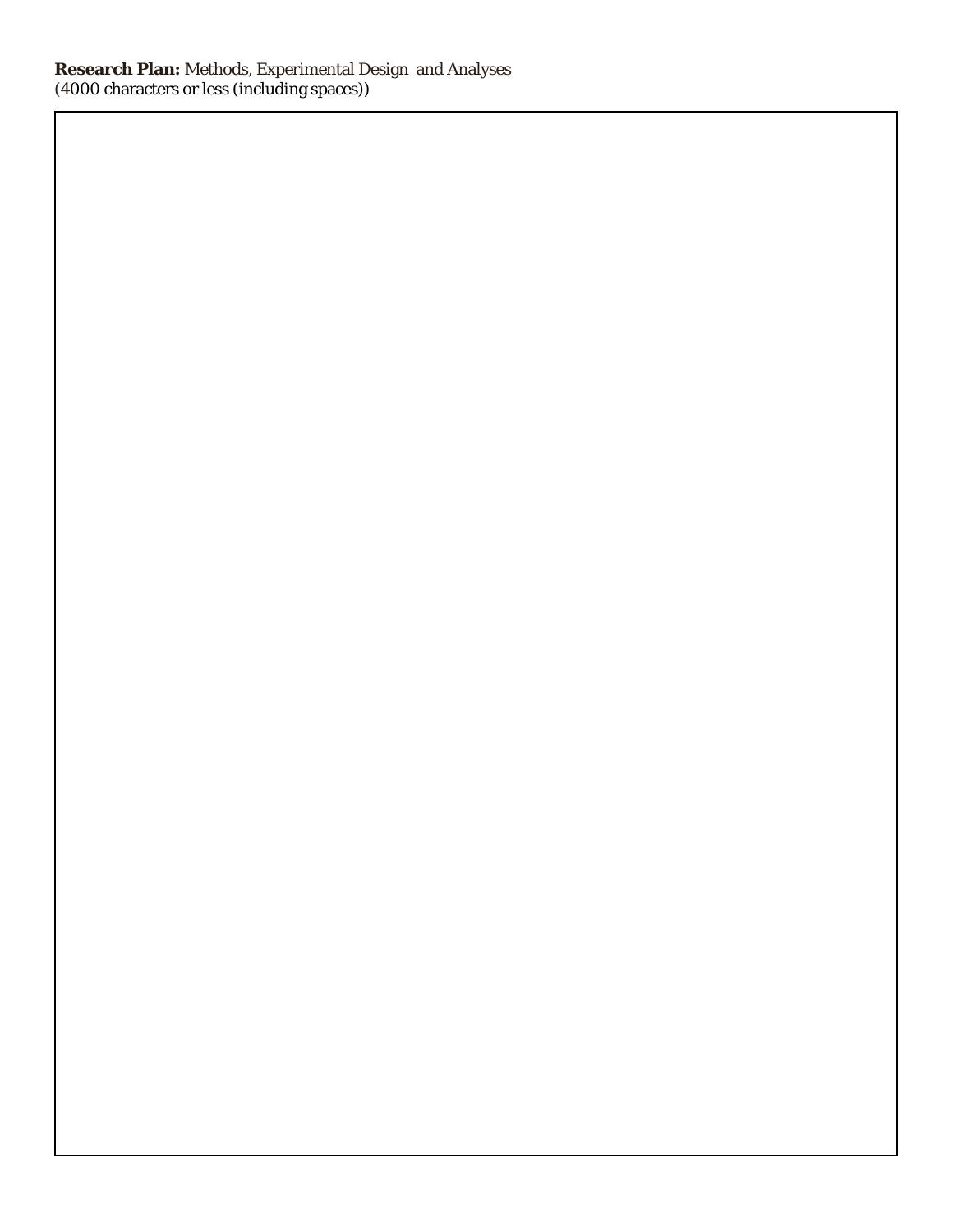**Research Plan:** Methods, Experimental Design and Analyses
(4000 characters or less (including spaces))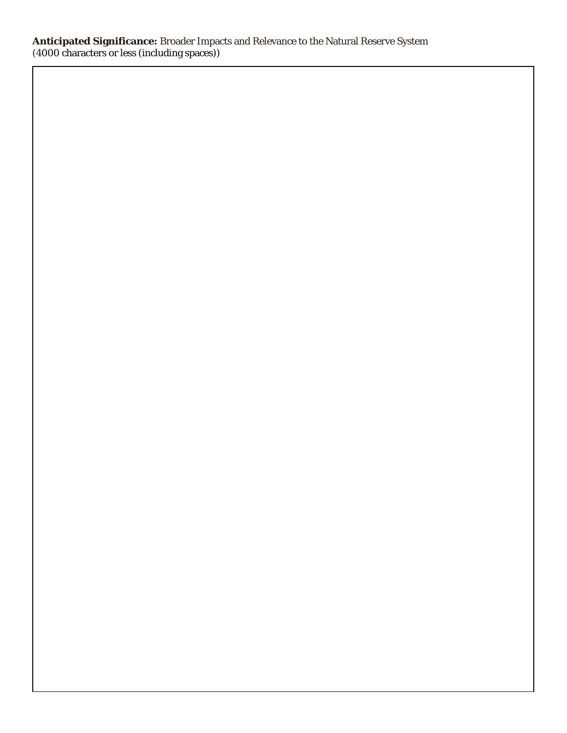**Anticipated Significance:** Broader Impacts and Relevance to the Natural Reserve System
(4000 characters or less (including spaces))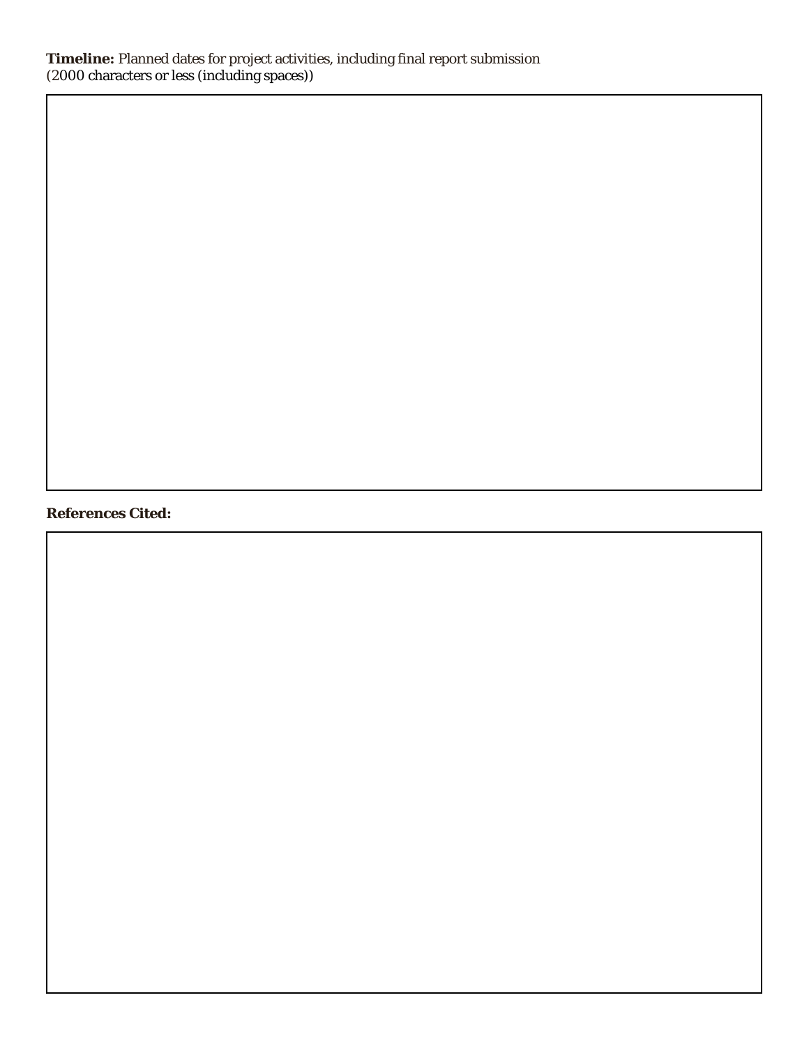**Timeline:** Planned dates for project activities, including final report submission
(2000 characters or less (including spaces))

**References Cited:**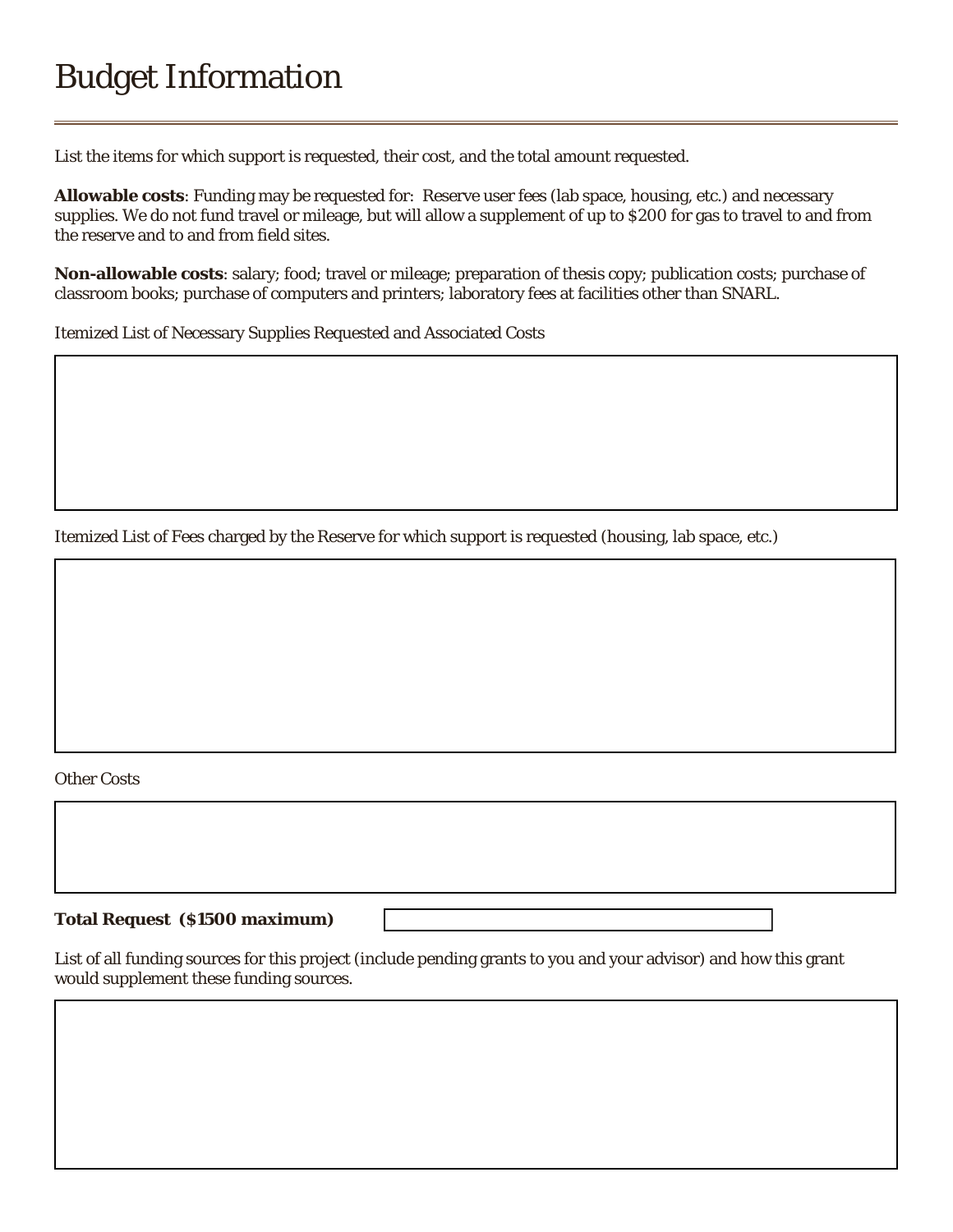# Budget Information

List the items for which support is requested, their cost, and the total amount requested.

**Allowable costs**: Funding may be requested for: Reserve user fees (lab space, housing, etc.) and necessary supplies. We do not fund travel or mileage, but will allow a supplement of up to $200 for gas to travel to and from the reserve and to and from field sites.

**Non-allowable costs**: salary; food; travel or mileage; preparation of thesis copy; publication costs; purchase of classroom books; purchase of computers and printers; laboratory fees at facilities other than SNARL.

Itemized List of Necessary Supplies Requested and Associated Costs

Itemized List of Fees charged by the Reserve for which support is requested (housing, lab space, etc.)

Other Costs

**Total Request (\$1500 maximum)**

List of all funding sources for this project (include pending grants to you and your advisor) and how this grant would supplement these funding sources.